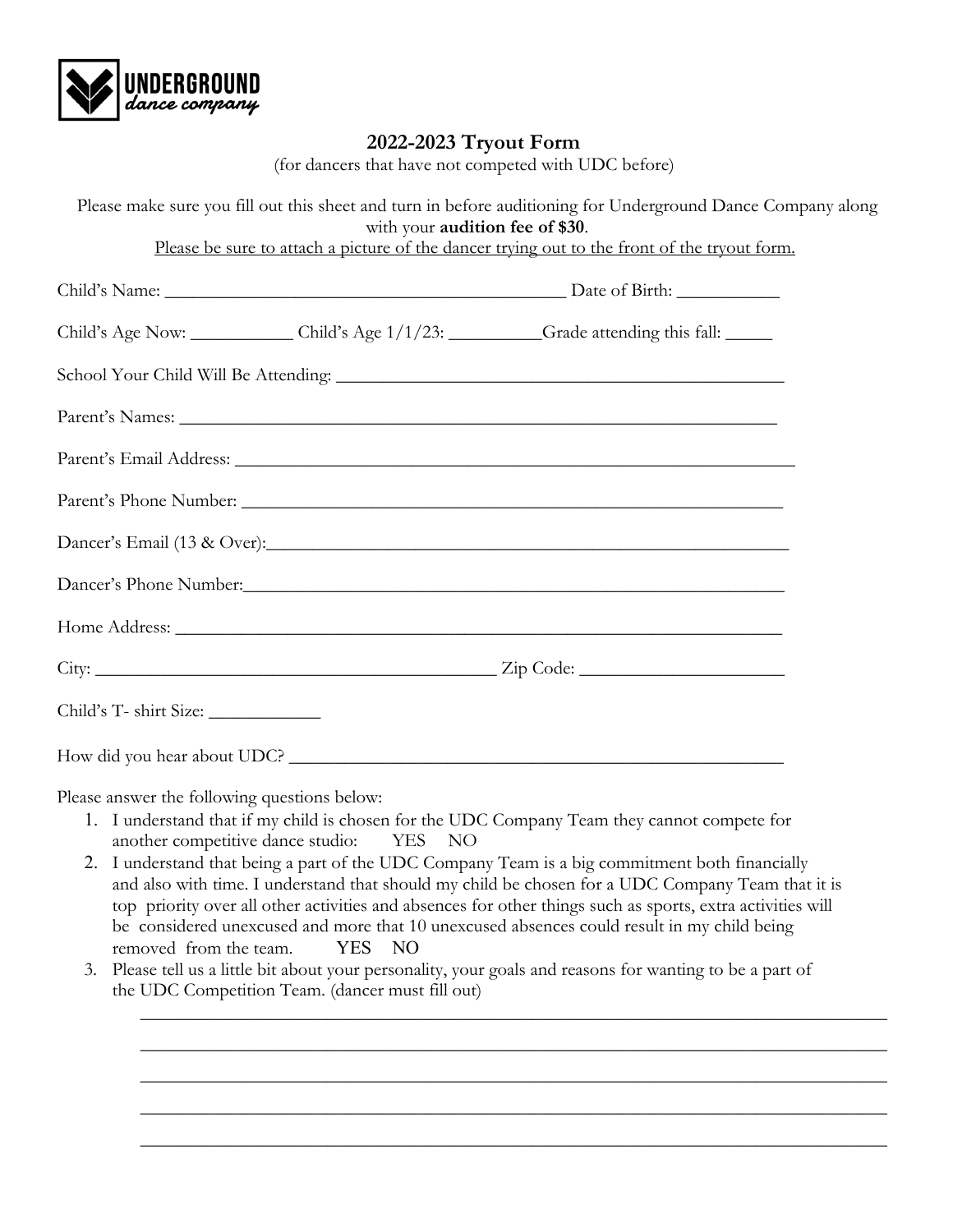UNDERGROUND
dance company

# 2022-2023 Tryout Form

(for dancers that have not competed with UDC before)

Please make sure you fill out this sheet and turn in before auditioning for Underground Dance Company along with your **audition fee of $30**.

Please be sure to attach a picture of the dancer trying out to the front of the tryout form.

Child's Name: ___________________________________________ Date of Birth: ___________

Child's Age Now: ___________ Child's Age 1/1/23: __________Grade attending this fall: _____

School Your Child Will Be Attending: _______________________________________________

Parent's Names: _______________________________________________________________

Parent's Email Address: _________________________________________________________

Parent's Phone Number: ________________________________________________________

Dancer's Email (13 & Over):______________________________________________________

Dancer's Phone Number:_________________________________________________________

Home Address: ________________________________________________________________

City: ____________________________________________ Zip Code: _____________________

Child's T- shirt Size: ____________

How did you hear about UDC? ____________________________________________________

Please answer the following questions below:

1. I understand that if my child is chosen for the UDC Company Team they cannot compete for another competitive dance studio: YES NO
2. I understand that being a part of the UDC Company Team is a big commitment both financially and also with time. I understand that should my child be chosen for a UDC Company Team that it is top priority over all other activities and absences for other things such as sports, extra activities will be considered unexcused and more that 10 unexcused absences could result in my child being removed from the team. YES NO
3. Please tell us a little bit about your personality, your goals and reasons for wanting to be a part of the UDC Competition Team. (dancer must fill out)

   ___________________________________________________________________________________

   ___________________________________________________________________________________

   ___________________________________________________________________________________

   ___________________________________________________________________________________

   ___________________________________________________________________________________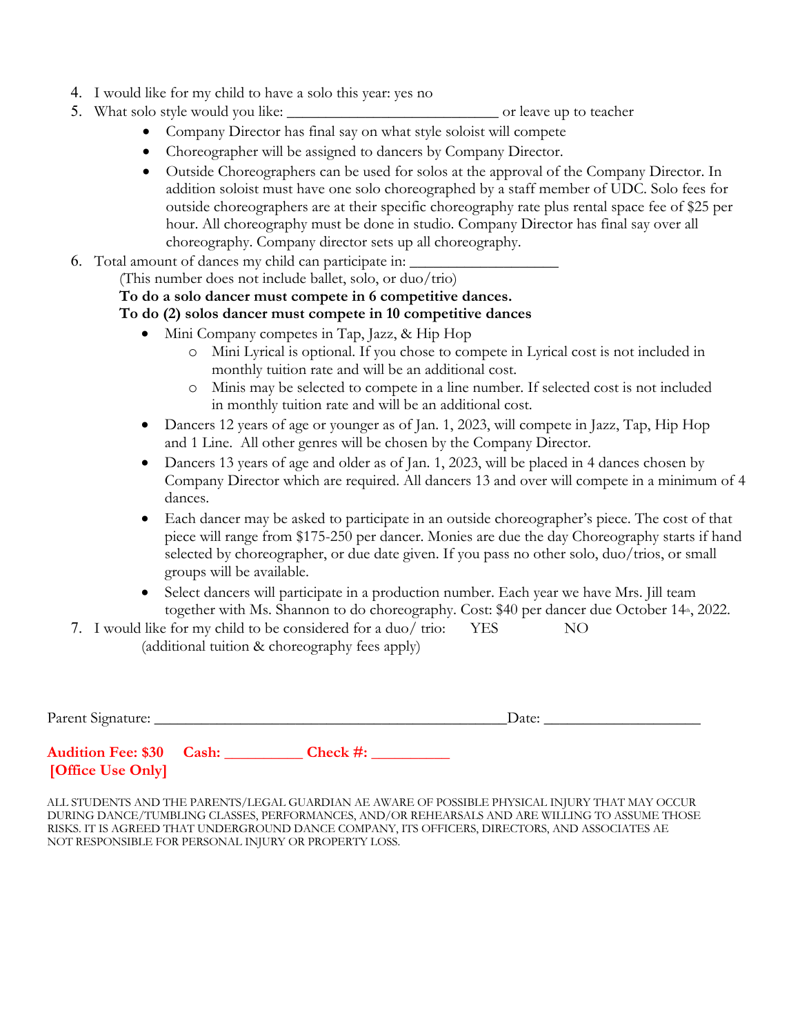4. I would like for my child to have a solo this year: yes no
5. What solo style would you like: ___________________________ or leave up to teacher
    - Company Director has final say on what style soloist will compete
    - Choreographer will be assigned to dancers by Company Director.
    - Outside Choreographers can be used for solos at the approval of the Company Director. In addition soloist must have one solo choreographed by a staff member of UDC. Solo fees for outside choreographers are at their specific choreography rate plus rental space fee of $25 per hour. All choreography must be done in studio. Company Director has final say over all choreography. Company director sets up all choreography.
6. Total amount of dances my child can participate in: ___________________

    (This number does not include ballet, solo, or duo/trio)

    **To do a solo dancer must compete in 6 competitive dances.**

    **To do (2) solos dancer must compete in 10 competitive dances**

    - Mini Company competes in Tap, Jazz, & Hip Hop
        - Mini Lyrical is optional. If you chose to compete in Lyrical cost is not included in monthly tuition rate and will be an additional cost.
        - Minis may be selected to compete in a line number. If selected cost is not included in monthly tuition rate and will be an additional cost.
    - Dancers 12 years of age or younger as of Jan. 1, 2023, will compete in Jazz, Tap, Hip Hop and 1 Line. All other genres will be chosen by the Company Director.
    - Dancers 13 years of age and older as of Jan. 1, 2023, will be placed in 4 dances chosen by Company Director which are required. All dancers 13 and over will compete in a minimum of 4 dances.
    - Each dancer may be asked to participate in an outside choreographer's piece. The cost of that piece will range from $175-250 per dancer. Monies are due the day Choreography starts if hand selected by choreographer, or due date given. If you pass no other solo, duo/trios, or small groups will be available.
    - Select dancers will participate in a production number. Each year we have Mrs. Jill team together with Ms. Shannon to do choreography. Cost: $40 per dancer due October 14th, 2022.
7. I would like for my child to be considered for a duo/ trio: YES NO

    (additional tuition & choreography fees apply)

Parent Signature: _______________________________________________ Date: ____________________

**Audition Fee: $30 Cash: __________ Check #: __________**

**[Office Use Only]**

ALL STUDENTS AND THE PARENTS/LEGAL GUARDIAN AE AWARE OF POSSIBLE PHYSICAL INJURY THAT MAY OCCUR DURING DANCE/TUMBLING CLASSES, PERFORMANCES, AND/OR REHEARSALS AND ARE WILLING TO ASSUME THOSE RISKS. IT IS AGREED THAT UNDERGROUND DANCE COMPANY, ITS OFFICERS, DIRECTORS, AND ASSOCIATES AE NOT RESPONSIBLE FOR PERSONAL INJURY OR PROPERTY LOSS.